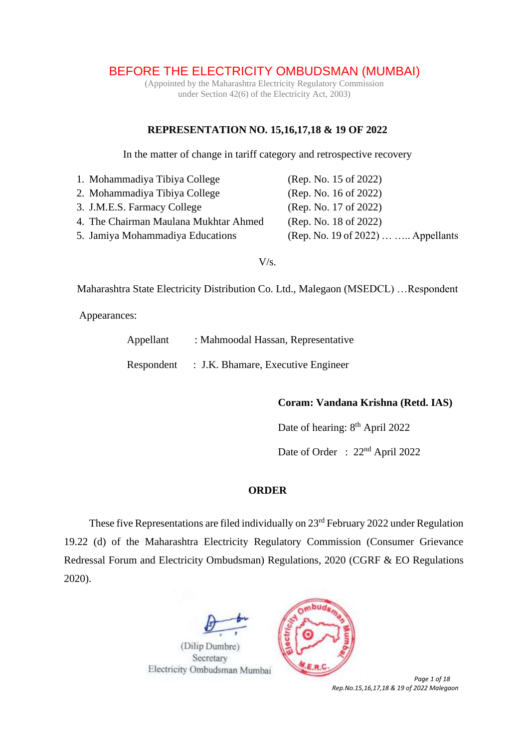# BEFORE THE ELECTRICITY OMBUDSMAN (MUMBAI)

(Appointed by the Maharashtra Electricity Regulatory Commission
under Section 42(6) of the Electricity Act, 2003)

**REPRESENTATION NO. 15,16,17,18 & 19 OF 2022**

In the matter of change in tariff category and retrospective recovery

1. Mohammadiya Tibiya College (Rep. No. 15 of 2022)
2. Mohammadiya Tibiya College (Rep. No. 16 of 2022)
3. J.M.E.S. Farmacy College (Rep. No. 17 of 2022)
4. The Chairman Maulana Mukhtar Ahmed (Rep. No. 18 of 2022)
5. Jamiya Mohammadiya Educations (Rep. No. 19 of 2022) … ….. Appellants

V/s.

Maharashtra State Electricity Distribution Co. Ltd., Malegaon (MSEDCL) …Respondent

Appearances:

Appellant : Mahmoodal Hassan, Representative

Respondent : J.K. Bhamare, Executive Engineer

**Coram: Vandana Krishna (Retd. IAS)**

Date of hearing: 8th April 2022

Date of Order : 22nd April 2022

**ORDER**

These five Representations are filed individually on 23rd February 2022 under Regulation 19.22 (d) of the Maharashtra Electricity Regulatory Commission (Consumer Grievance Redressal Forum and Electricity Ombudsman) Regulations, 2020 (CGRF & EO Regulations 2020).

(Dilip Dumbre)
Secretary
Electricity Ombudsman Mumbai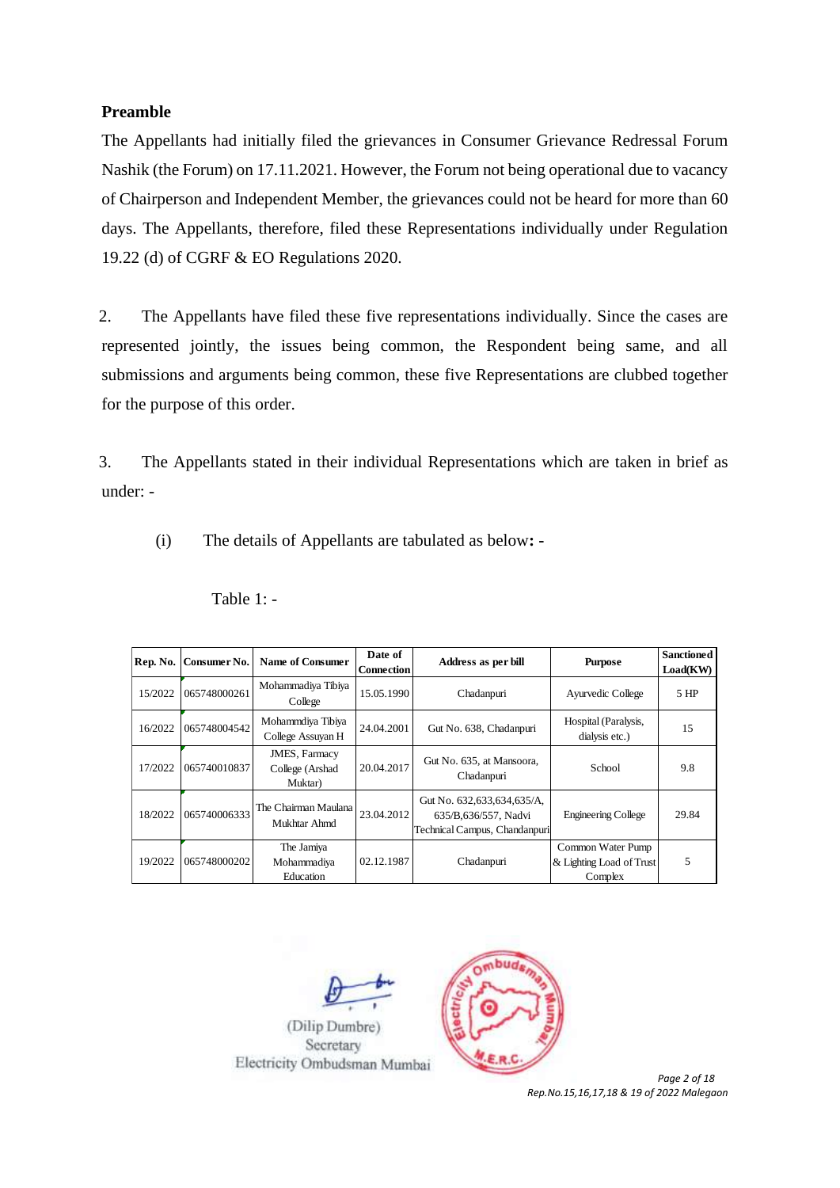## Preamble

The Appellants had initially filed the grievances in Consumer Grievance Redressal Forum Nashik (the Forum) on 17.11.2021. However, the Forum not being operational due to vacancy of Chairperson and Independent Member, the grievances could not be heard for more than 60 days. The Appellants, therefore, filed these Representations individually under Regulation 19.22 (d) of CGRF & EO Regulations 2020.

2. The Appellants have filed these five representations individually. Since the cases are represented jointly, the issues being common, the Respondent being same, and all submissions and arguments being common, these five Representations are clubbed together for the purpose of this order.

3. The Appellants stated in their individual Representations which are taken in brief as under: -

(i) The details of Appellants are tabulated as below**: -**

Table 1: -

| Rep. No. | Consumer No. | Name of Consumer | Date of Connection | Address as per bill | Purpose | Sanctioned Load(KW) |
|---|---|---|---|---|---|---|
| 15/2022 | 065748000261 | Mohammadiya Tibiya College | 15.05.1990 | Chadanpuri | Ayurvedic College | 5 HP |
| 16/2022 | 065748004542 | Mohammdiya Tibiya College Assuyan H | 24.04.2001 | Gut No. 638, Chadanpuri | Hospital (Paralysis, dialysis etc.) | 15 |
| 17/2022 | 065740010837 | JMES, Farmacy College (Arshad Muktar) | 20.04.2017 | Gut No. 635, at Mansoora, Chadanpuri | School | 9.8 |
| 18/2022 | 065740006333 | The Chairman Maulana Mukhtar Ahmd | 23.04.2012 | Gut No. 632,633,634,635/A, 635/B,636/557, Nadvi Technical Campus, Chandanpuri | Engineering College | 29.84 |
| 19/2022 | 065748000202 | The Jamiya Mohammadiya Education | 02.12.1987 | Chadanpuri | Common Water Pump & Lighting Load of Trust Complex | 5 |

(Dilip Dumbre)
Secretary
Electricity Ombudsman Mumbai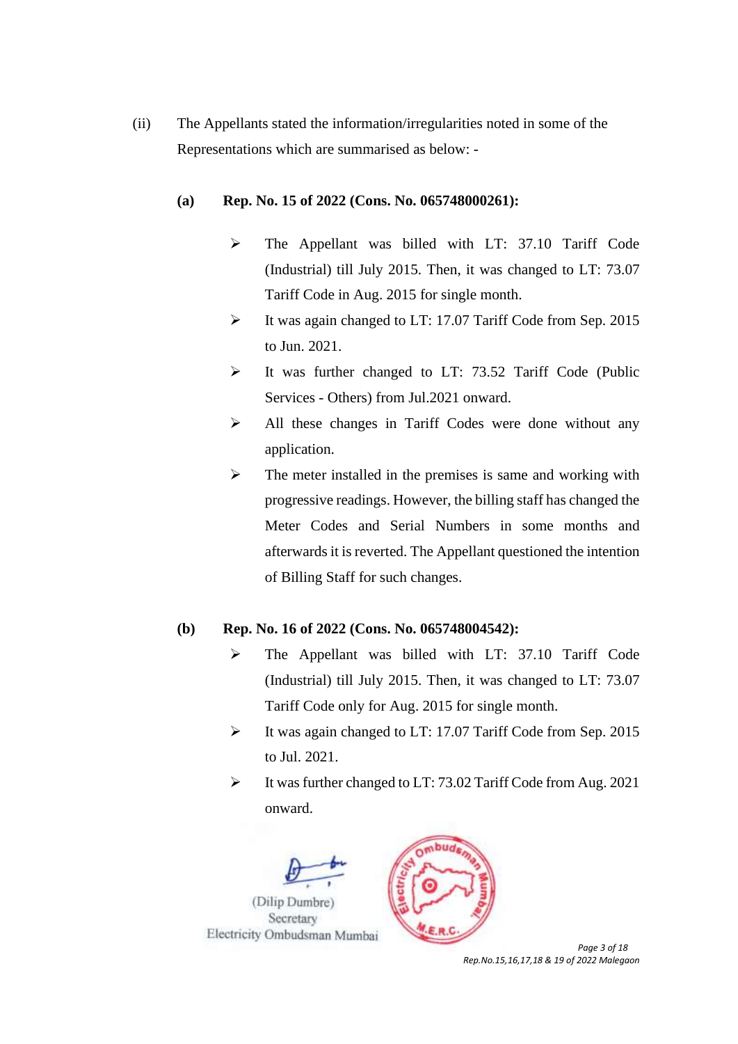(ii) The Appellants stated the information/irregularities noted in some of the Representations which are summarised as below: -

**(a) Rep. No. 15 of 2022 (Cons. No. 065748000261):**

- The Appellant was billed with LT: 37.10 Tariff Code (Industrial) till July 2015. Then, it was changed to LT: 73.07 Tariff Code in Aug. 2015 for single month.
- It was again changed to LT: 17.07 Tariff Code from Sep. 2015 to Jun. 2021.
- It was further changed to LT: 73.52 Tariff Code (Public Services - Others) from Jul.2021 onward.
- All these changes in Tariff Codes were done without any application.
- The meter installed in the premises is same and working with progressive readings. However, the billing staff has changed the Meter Codes and Serial Numbers in some months and afterwards it is reverted. The Appellant questioned the intention of Billing Staff for such changes.

**(b) Rep. No. 16 of 2022 (Cons. No. 065748004542):**

- The Appellant was billed with LT: 37.10 Tariff Code (Industrial) till July 2015. Then, it was changed to LT: 73.07 Tariff Code only for Aug. 2015 for single month.
- It was again changed to LT: 17.07 Tariff Code from Sep. 2015 to Jul. 2021.
- It was further changed to LT: 73.02 Tariff Code from Aug. 2021 onward.

(Dilip Dumbre)
Secretary
Electricity Ombudsman Mumbai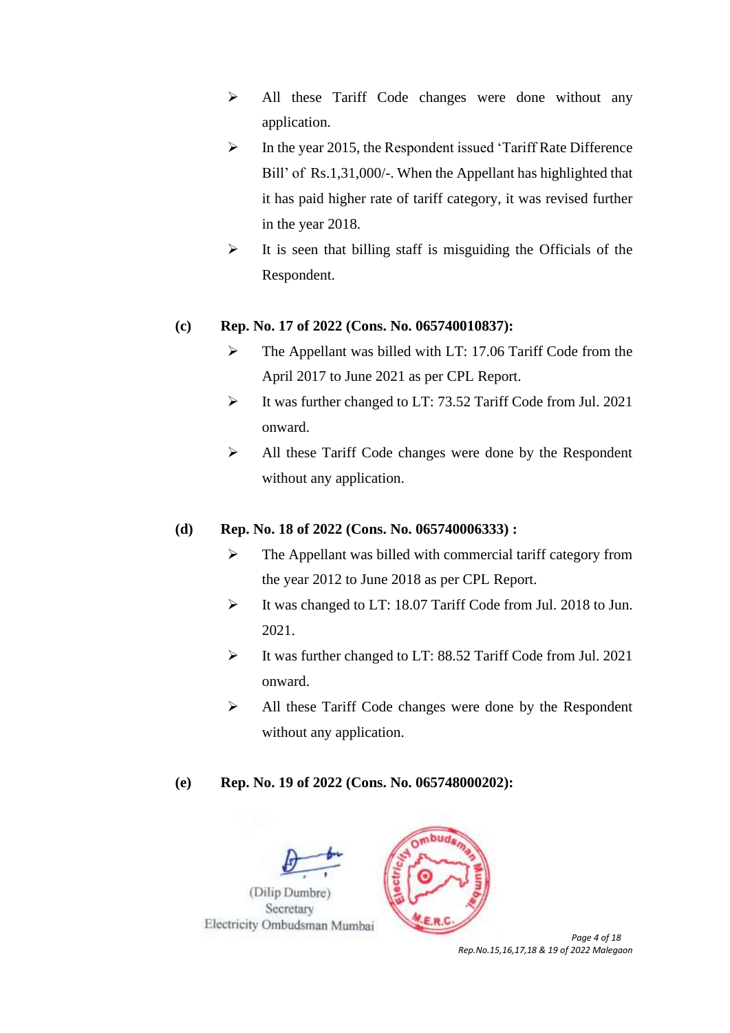- All these Tariff Code changes were done without any application.
- In the year 2015, the Respondent issued 'Tariff Rate Difference Bill' of Rs.1,31,000/-. When the Appellant has highlighted that it has paid higher rate of tariff category, it was revised further in the year 2018.
- It is seen that billing staff is misguiding the Officials of the Respondent.

**(c) Rep. No. 17 of 2022 (Cons. No. 065740010837):**

- The Appellant was billed with LT: 17.06 Tariff Code from the April 2017 to June 2021 as per CPL Report.
- It was further changed to LT: 73.52 Tariff Code from Jul. 2021 onward.
- All these Tariff Code changes were done by the Respondent without any application.

**(d) Rep. No. 18 of 2022 (Cons. No. 065740006333) :**

- The Appellant was billed with commercial tariff category from the year 2012 to June 2018 as per CPL Report.
- It was changed to LT: 18.07 Tariff Code from Jul. 2018 to Jun. 2021.
- It was further changed to LT: 88.52 Tariff Code from Jul. 2021 onward.
- All these Tariff Code changes were done by the Respondent without any application.

**(e) Rep. No. 19 of 2022 (Cons. No. 065748000202):**

(Dilip Dumbre)
Secretary
Electricity Ombudsman Mumbai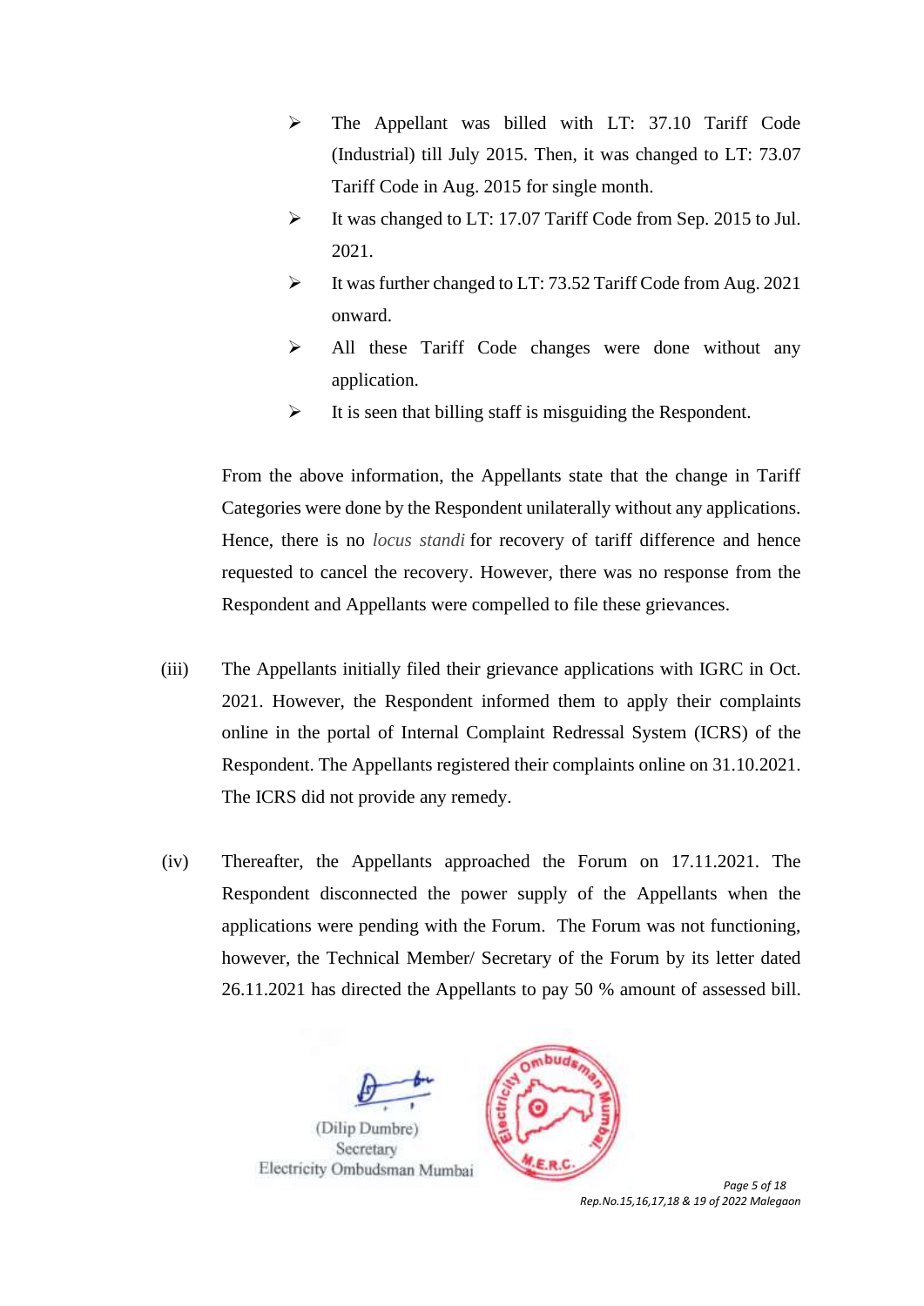- The Appellant was billed with LT: 37.10 Tariff Code (Industrial) till July 2015. Then, it was changed to LT: 73.07 Tariff Code in Aug. 2015 for single month.
- It was changed to LT: 17.07 Tariff Code from Sep. 2015 to Jul. 2021.
- It was further changed to LT: 73.52 Tariff Code from Aug. 2021 onward.
- All these Tariff Code changes were done without any application.
- It is seen that billing staff is misguiding the Respondent.

From the above information, the Appellants state that the change in Tariff Categories were done by the Respondent unilaterally without any applications. Hence, there is no *locus standi* for recovery of tariff difference and hence requested to cancel the recovery. However, there was no response from the Respondent and Appellants were compelled to file these grievances.

(iii) The Appellants initially filed their grievance applications with IGRC in Oct. 2021. However, the Respondent informed them to apply their complaints online in the portal of Internal Complaint Redressal System (ICRS) of the Respondent. The Appellants registered their complaints online on 31.10.2021. The ICRS did not provide any remedy.

(iv) Thereafter, the Appellants approached the Forum on 17.11.2021. The Respondent disconnected the power supply of the Appellants when the applications were pending with the Forum. The Forum was not functioning, however, the Technical Member/ Secretary of the Forum by its letter dated 26.11.2021 has directed the Appellants to pay 50 % amount of assessed bill.

(Dilip Dumbre)
Secretary
Electricity Ombudsman Mumbai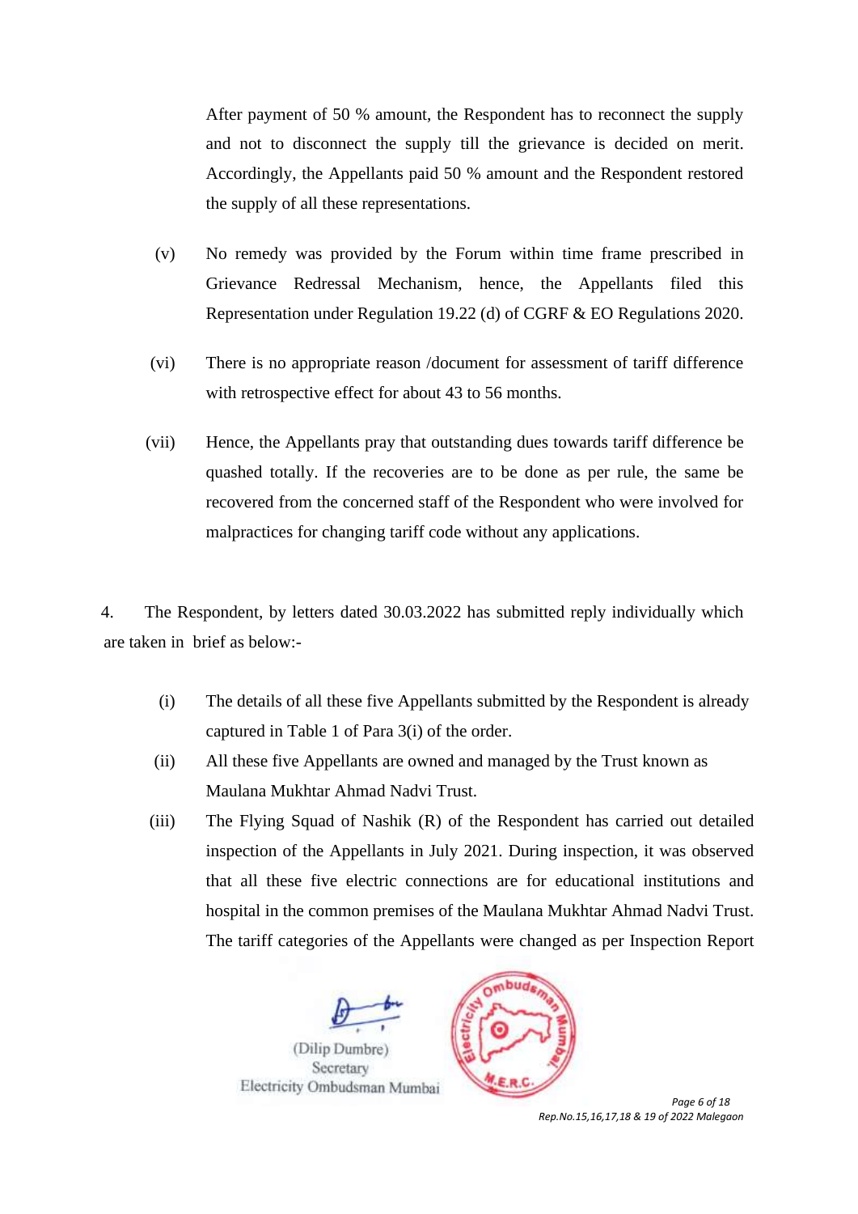After payment of 50 % amount, the Respondent has to reconnect the supply and not to disconnect the supply till the grievance is decided on merit. Accordingly, the Appellants paid 50 % amount and the Respondent restored the supply of all these representations.

(v) No remedy was provided by the Forum within time frame prescribed in Grievance Redressal Mechanism, hence, the Appellants filed this Representation under Regulation 19.22 (d) of CGRF & EO Regulations 2020.

(vi) There is no appropriate reason /document for assessment of tariff difference with retrospective effect for about 43 to 56 months.

(vii) Hence, the Appellants pray that outstanding dues towards tariff difference be quashed totally. If the recoveries are to be done as per rule, the same be recovered from the concerned staff of the Respondent who were involved for malpractices for changing tariff code without any applications.

4. The Respondent, by letters dated 30.03.2022 has submitted reply individually which are taken in brief as below:-

(i) The details of all these five Appellants submitted by the Respondent is already captured in Table 1 of Para 3(i) of the order.

(ii) All these five Appellants are owned and managed by the Trust known as Maulana Mukhtar Ahmad Nadvi Trust.

(iii) The Flying Squad of Nashik (R) of the Respondent has carried out detailed inspection of the Appellants in July 2021. During inspection, it was observed that all these five electric connections are for educational institutions and hospital in the common premises of the Maulana Mukhtar Ahmad Nadvi Trust. The tariff categories of the Appellants were changed as per Inspection Report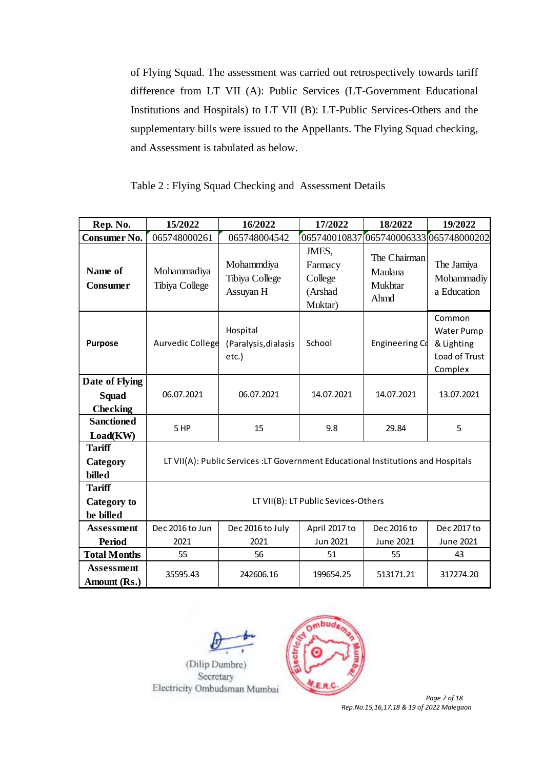of Flying Squad. The assessment was carried out retrospectively towards tariff difference from LT VII (A): Public Services (LT-Government Educational Institutions and Hospitals) to LT VII (B): LT-Public Services-Others and the supplementary bills were issued to the Appellants. The Flying Squad checking, and Assessment is tabulated as below.

Table 2 : Flying Squad Checking and Assessment Details

| Rep. No. | 15/2022 | 16/2022 | 17/2022 | 18/2022 | 19/2022 |
|---|---|---|---|---|---|
| Consumer No. | 065748000261 | 065748004542 | 065740010837 | 065740006333 | 065748000202 |
| Name of Consumer | Mohammadiya Tibiya College | Mohammdiya Tibiya College Assuyan H | JMES, Farmacy College (Arshad Muktar) | The Chairman Maulana Mukhtar Ahmd | The Jamiya Mohammadiy a Education |
| Purpose | Aurvedic College | Hospital (Paralysis,dialasis etc.) | School | Engineering Co | Common Water Pump & Lighting Load of Trust Complex |
| Date of Flying Squad Checking | 06.07.2021 | 06.07.2021 | 14.07.2021 | 14.07.2021 | 13.07.2021 |
| Sanctioned Load(KW) | 5 HP | 15 | 9.8 | 29.84 | 5 |
| Tariff Category billed | LT VII(A): Public Services :LT Government Educational Institutions and Hospitals | | | | |
| Tariff Category to be billed | LT VII(B): LT Public Sevices-Others | | | | |
| Assessment Period | Dec 2016 to Jun 2021 | Dec 2016 to July 2021 | April 2017 to Jun 2021 | Dec 2016 to June 2021 | Dec 2017 to June 2021 |
| Total Months | 55 | 56 | 51 | 55 | 43 |
| Assessment Amount (Rs.) | 35595.43 | 242606.16 | 199654.25 | 513171.21 | 317274.20 |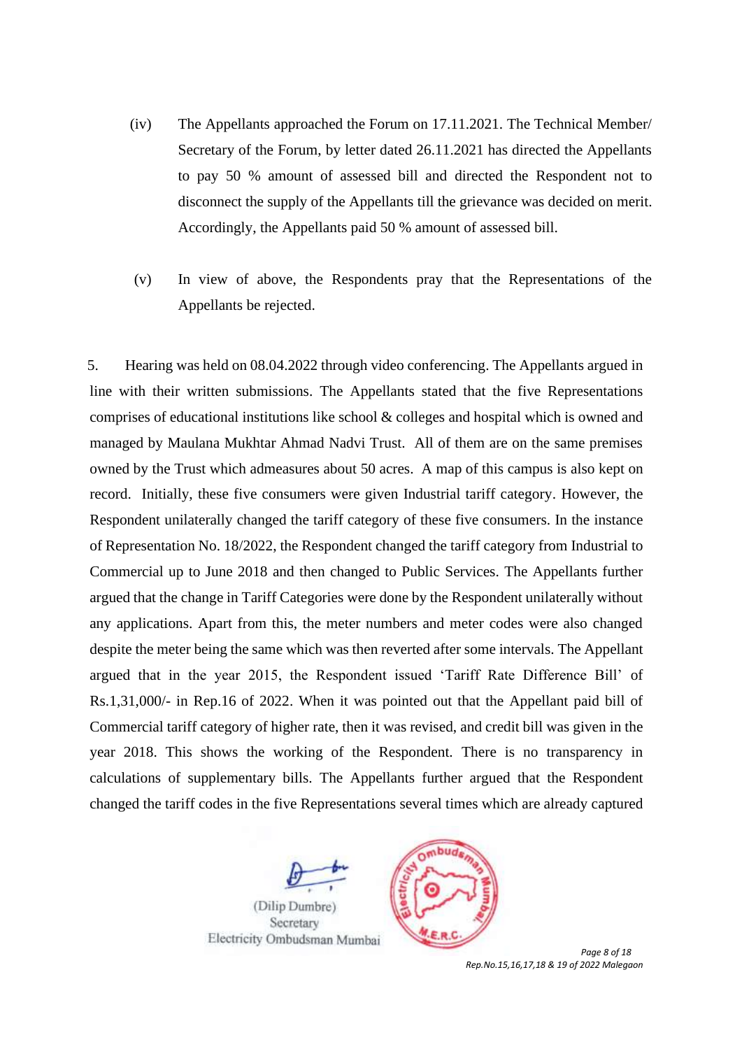(iv) The Appellants approached the Forum on 17.11.2021. The Technical Member/ Secretary of the Forum, by letter dated 26.11.2021 has directed the Appellants to pay 50 % amount of assessed bill and directed the Respondent not to disconnect the supply of the Appellants till the grievance was decided on merit. Accordingly, the Appellants paid 50 % amount of assessed bill.

(v) In view of above, the Respondents pray that the Representations of the Appellants be rejected.

5. Hearing was held on 08.04.2022 through video conferencing. The Appellants argued in line with their written submissions. The Appellants stated that the five Representations comprises of educational institutions like school & colleges and hospital which is owned and managed by Maulana Mukhtar Ahmad Nadvi Trust. All of them are on the same premises owned by the Trust which admeasures about 50 acres. A map of this campus is also kept on record. Initially, these five consumers were given Industrial tariff category. However, the Respondent unilaterally changed the tariff category of these five consumers. In the instance of Representation No. 18/2022, the Respondent changed the tariff category from Industrial to Commercial up to June 2018 and then changed to Public Services. The Appellants further argued that the change in Tariff Categories were done by the Respondent unilaterally without any applications. Apart from this, the meter numbers and meter codes were also changed despite the meter being the same which was then reverted after some intervals. The Appellant argued that in the year 2015, the Respondent issued 'Tariff Rate Difference Bill' of Rs.1,31,000/- in Rep.16 of 2022. When it was pointed out that the Appellant paid bill of Commercial tariff category of higher rate, then it was revised, and credit bill was given in the year 2018. This shows the working of the Respondent. There is no transparency in calculations of supplementary bills. The Appellants further argued that the Respondent changed the tariff codes in the five Representations several times which are already captured

(Dilip Dumbre)
Secretary
Electricity Ombudsman Mumbai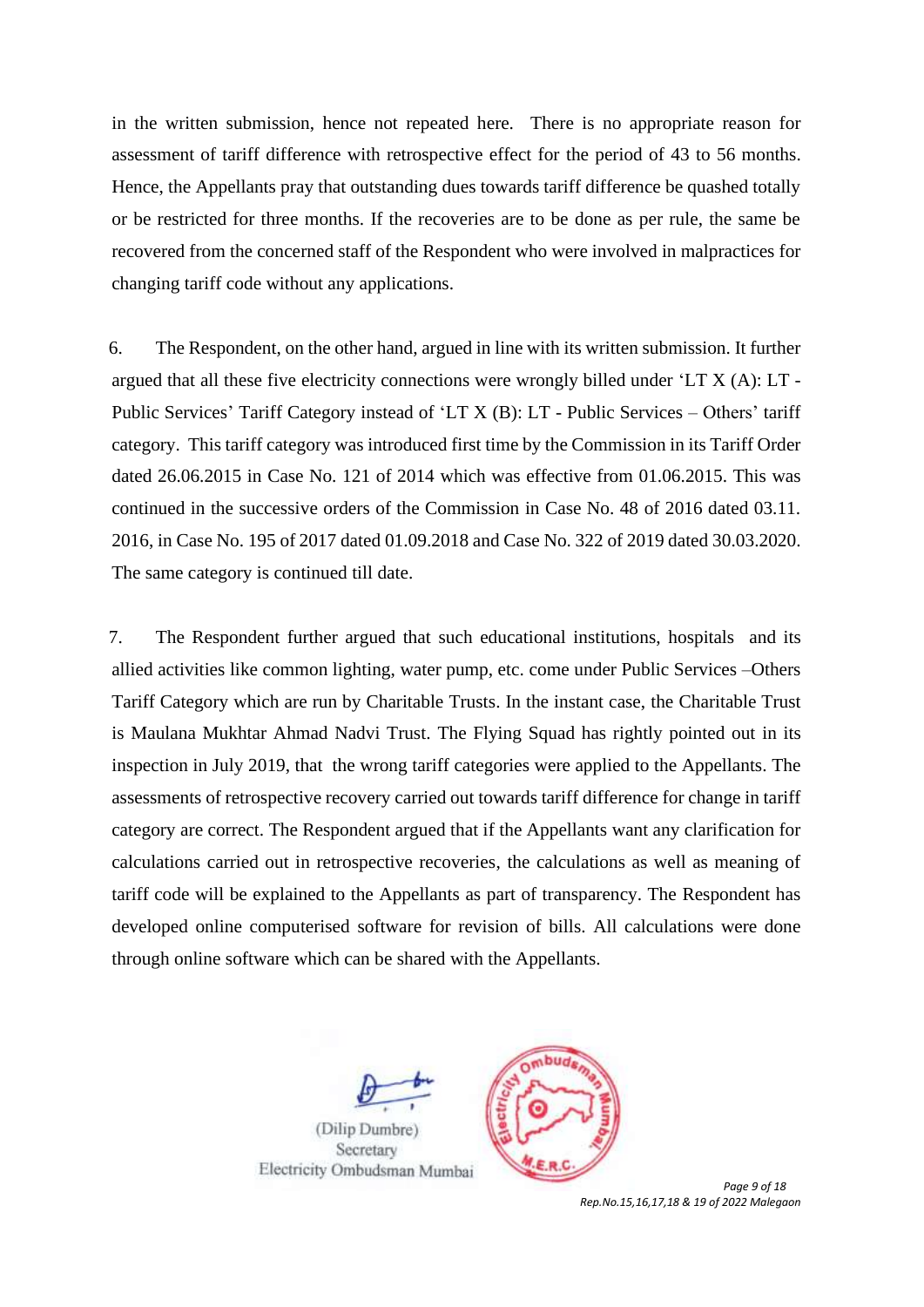in the written submission, hence not repeated here. There is no appropriate reason for assessment of tariff difference with retrospective effect for the period of 43 to 56 months. Hence, the Appellants pray that outstanding dues towards tariff difference be quashed totally or be restricted for three months. If the recoveries are to be done as per rule, the same be recovered from the concerned staff of the Respondent who were involved in malpractices for changing tariff code without any applications.

6. The Respondent, on the other hand, argued in line with its written submission. It further argued that all these five electricity connections were wrongly billed under 'LT X (A): LT - Public Services' Tariff Category instead of 'LT X (B): LT - Public Services – Others' tariff category. This tariff category was introduced first time by the Commission in its Tariff Order dated 26.06.2015 in Case No. 121 of 2014 which was effective from 01.06.2015. This was continued in the successive orders of the Commission in Case No. 48 of 2016 dated 03.11. 2016, in Case No. 195 of 2017 dated 01.09.2018 and Case No. 322 of 2019 dated 30.03.2020. The same category is continued till date.

7. The Respondent further argued that such educational institutions, hospitals and its allied activities like common lighting, water pump, etc. come under Public Services –Others Tariff Category which are run by Charitable Trusts. In the instant case, the Charitable Trust is Maulana Mukhtar Ahmad Nadvi Trust. The Flying Squad has rightly pointed out in its inspection in July 2019, that the wrong tariff categories were applied to the Appellants. The assessments of retrospective recovery carried out towards tariff difference for change in tariff category are correct. The Respondent argued that if the Appellants want any clarification for calculations carried out in retrospective recoveries, the calculations as well as meaning of tariff code will be explained to the Appellants as part of transparency. The Respondent has developed online computerised software for revision of bills. All calculations were done through online software which can be shared with the Appellants.

(Dilip Dumbre)
Secretary
Electricity Ombudsman Mumbai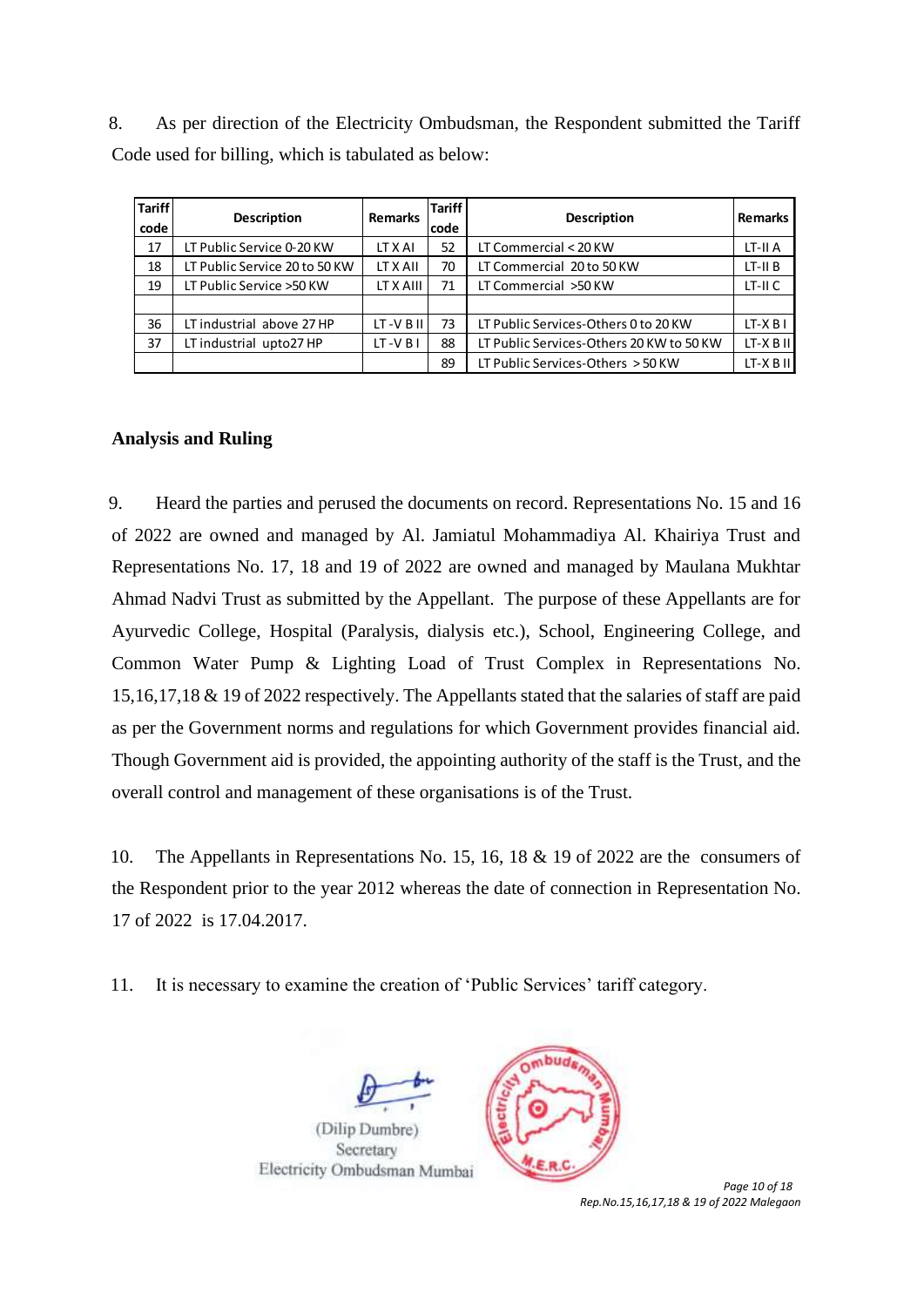8. As per direction of the Electricity Ombudsman, the Respondent submitted the Tariff Code used for billing, which is tabulated as below:

| Tariff code | Description | Remarks | Tariff code | Description | Remarks |
|---|---|---|---|---|---|
| 17 | LT Public Service 0-20 KW | LT X AI | 52 | LT Commercial < 20 KW | LT-II A |
| 18 | LT Public Service 20 to 50 KW | LT X AII | 70 | LT Commercial 20 to 50 KW | LT-II B |
| 19 | LT Public Service >50 KW | LT X AIII | 71 | LT Commercial >50 KW | LT-II C |
| | | | | | |
| 36 | LT industrial above 27 HP | LT -V B II | 73 | LT Public Services-Others 0 to 20 KW | LT-X B I |
| 37 | LT industrial upto27 HP | LT -V B I | 88 | LT Public Services-Others 20 KW to 50 KW | LT-X B II |
| | | | 89 | LT Public Services-Others > 50 KW | LT-X B II |

## Analysis and Ruling

9. Heard the parties and perused the documents on record. Representations No. 15 and 16 of 2022 are owned and managed by Al. Jamiatul Mohammadiya Al. Khairiya Trust and Representations No. 17, 18 and 19 of 2022 are owned and managed by Maulana Mukhtar Ahmad Nadvi Trust as submitted by the Appellant. The purpose of these Appellants are for Ayurvedic College, Hospital (Paralysis, dialysis etc.), School, Engineering College, and Common Water Pump & Lighting Load of Trust Complex in Representations No. 15,16,17,18 & 19 of 2022 respectively. The Appellants stated that the salaries of staff are paid as per the Government norms and regulations for which Government provides financial aid. Though Government aid is provided, the appointing authority of the staff is the Trust, and the overall control and management of these organisations is of the Trust.

10. The Appellants in Representations No. 15, 16, 18 & 19 of 2022 are the consumers of the Respondent prior to the year 2012 whereas the date of connection in Representation No. 17 of 2022 is 17.04.2017.

11. It is necessary to examine the creation of 'Public Services' tariff category.

(Dilip Dumbre)
Secretary
Electricity Ombudsman Mumbai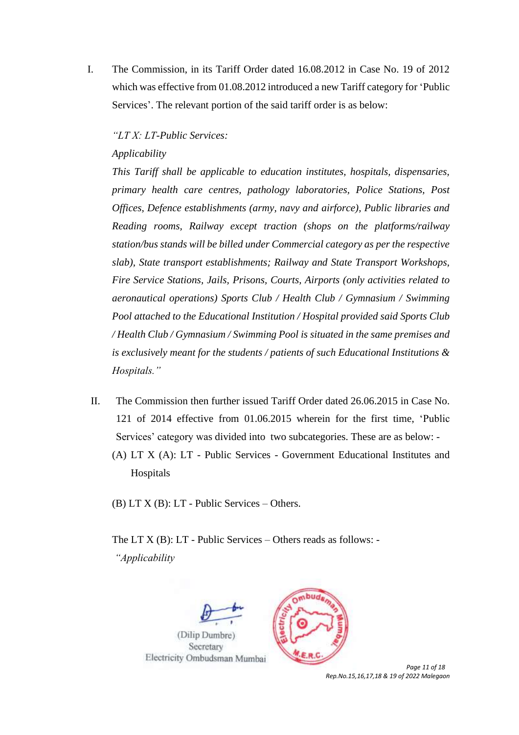I. The Commission, in its Tariff Order dated 16.08.2012 in Case No. 19 of 2012 which was effective from 01.08.2012 introduced a new Tariff category for 'Public Services'. The relevant portion of the said tariff order is as below:

*"LT X: LT-Public Services:*

*Applicability*

*This Tariff shall be applicable to education institutes, hospitals, dispensaries, primary health care centres, pathology laboratories, Police Stations, Post Offices, Defence establishments (army, navy and airforce), Public libraries and Reading rooms, Railway except traction (shops on the platforms/railway station/bus stands will be billed under Commercial category as per the respective slab), State transport establishments; Railway and State Transport Workshops, Fire Service Stations, Jails, Prisons, Courts, Airports (only activities related to aeronautical operations) Sports Club / Health Club / Gymnasium / Swimming Pool attached to the Educational Institution / Hospital provided said Sports Club / Health Club / Gymnasium / Swimming Pool is situated in the same premises and is exclusively meant for the students / patients of such Educational Institutions & Hospitals."*

II. The Commission then further issued Tariff Order dated 26.06.2015 in Case No. 121 of 2014 effective from 01.06.2015 wherein for the first time, 'Public Services' category was divided into two subcategories. These are as below: -

(A) LT X (A): LT - Public Services - Government Educational Institutes and Hospitals

(B) LT X (B): LT - Public Services – Others.

The LT X (B): LT - Public Services – Others reads as follows: -

*"Applicability*

(Dilip Dumbre)
Secretary
Electricity Ombudsman Mumbai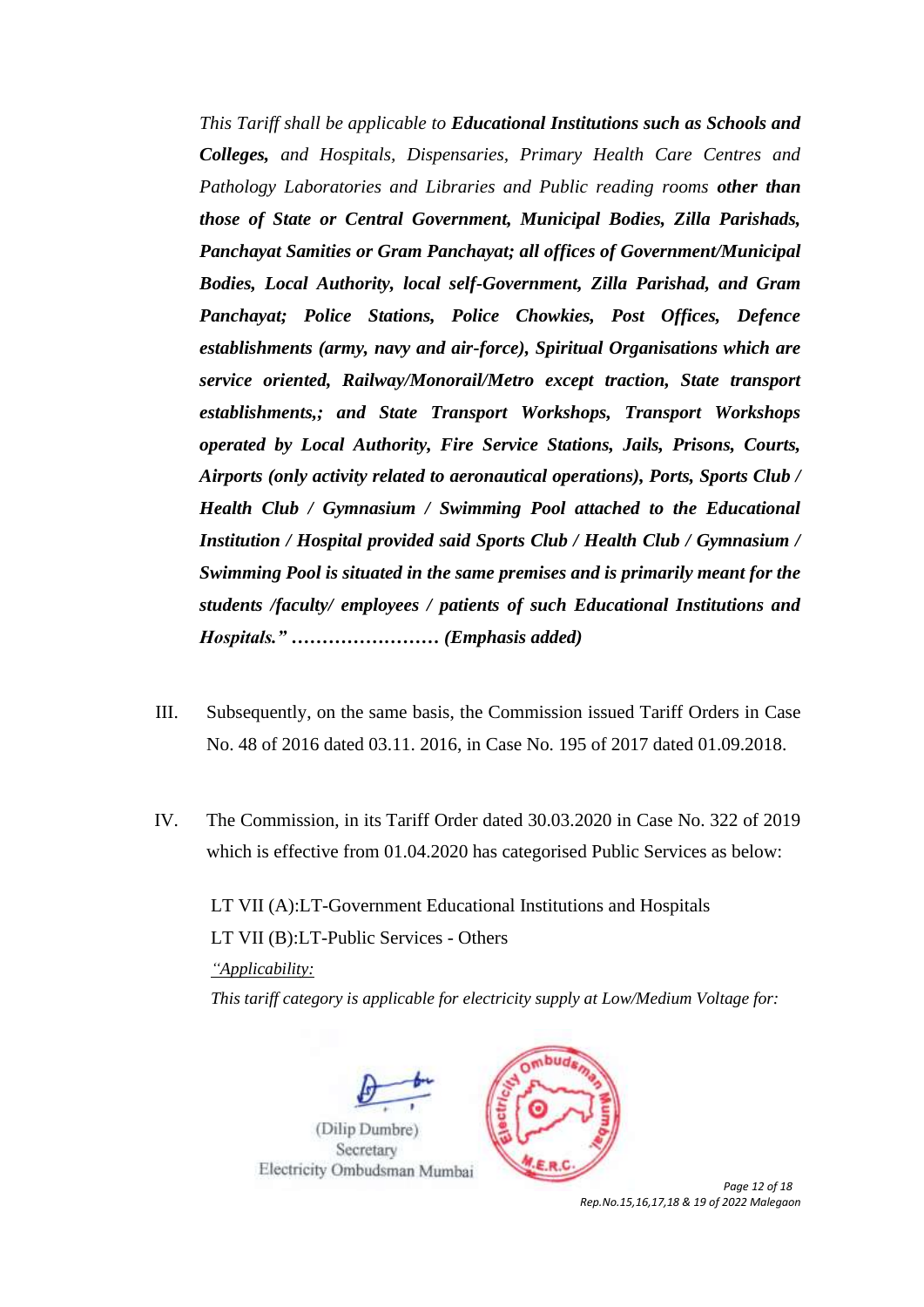*This Tariff shall be applicable to* ***Educational Institutions such as Schools and Colleges,*** *and Hospitals, Dispensaries, Primary Health Care Centres and Pathology Laboratories and Libraries and Public reading rooms* ***other than those of State or Central Government, Municipal Bodies, Zilla Parishads, Panchayat Samities or Gram Panchayat; all offices of Government/Municipal Bodies, Local Authority, local self-Government, Zilla Parishad, and Gram Panchayat; Police Stations, Police Chowkies, Post Offices, Defence establishments (army, navy and air-force), Spiritual Organisations which are service oriented, Railway/Monorail/Metro except traction, State transport establishments,; and State Transport Workshops, Transport Workshops operated by Local Authority, Fire Service Stations, Jails, Prisons, Courts, Airports (only activity related to aeronautical operations), Ports, Sports Club / Health Club / Gymnasium / Swimming Pool attached to the Educational Institution / Hospital provided said Sports Club / Health Club / Gymnasium / Swimming Pool is situated in the same premises and is primarily meant for the students /faculty/ employees / patients of such Educational Institutions and Hospitals." …………………… (Emphasis added)***

III. Subsequently, on the same basis, the Commission issued Tariff Orders in Case No. 48 of 2016 dated 03.11. 2016, in Case No. 195 of 2017 dated 01.09.2018.

IV. The Commission, in its Tariff Order dated 30.03.2020 in Case No. 322 of 2019 which is effective from 01.04.2020 has categorised Public Services as below:

LT VII (A):LT-Government Educational Institutions and Hospitals

LT VII (B):LT-Public Services - Others

*"Applicability:*

*This tariff category is applicable for electricity supply at Low/Medium Voltage for:*

(Dilip Dumbre)
Secretary
Electricity Ombudsman Mumbai

Rep.No.15,16,17,18 & 19 of 2022 Malegaon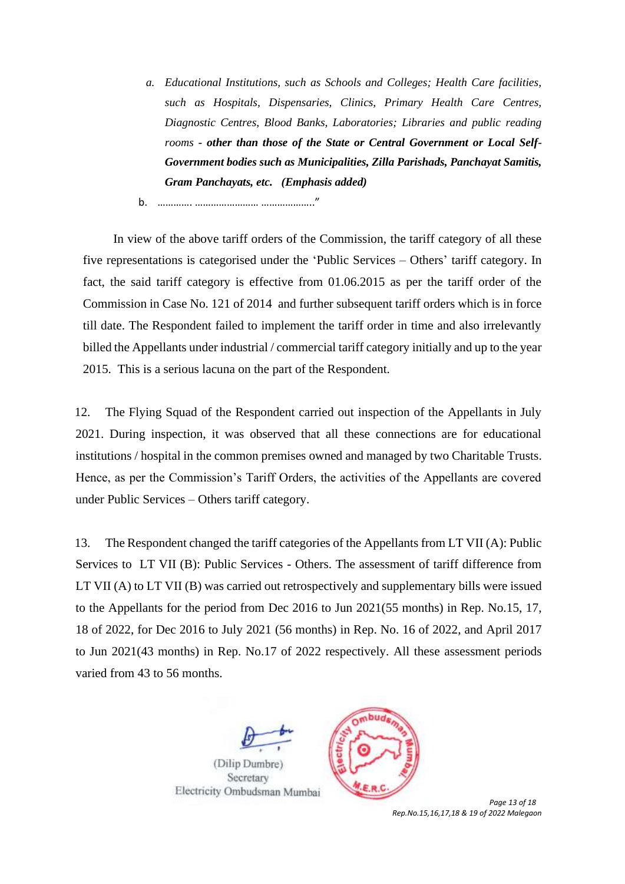*a. Educational Institutions, such as Schools and Colleges; Health Care facilities, such as Hospitals, Dispensaries, Clinics, Primary Health Care Centres, Diagnostic Centres, Blood Banks, Laboratories; Libraries and public reading rooms - **other than those of the State or Central Government or Local Self-Government bodies such as Municipalities, Zilla Parishads, Panchayat Samitis, Gram Panchayats, etc. (Emphasis added)***

b. …………. …………………… ……………….."

In view of the above tariff orders of the Commission, the tariff category of all these five representations is categorised under the 'Public Services – Others' tariff category. In fact, the said tariff category is effective from 01.06.2015 as per the tariff order of the Commission in Case No. 121 of 2014 and further subsequent tariff orders which is in force till date. The Respondent failed to implement the tariff order in time and also irrelevantly billed the Appellants under industrial / commercial tariff category initially and up to the year 2015. This is a serious lacuna on the part of the Respondent.

12. The Flying Squad of the Respondent carried out inspection of the Appellants in July 2021. During inspection, it was observed that all these connections are for educational institutions / hospital in the common premises owned and managed by two Charitable Trusts. Hence, as per the Commission's Tariff Orders, the activities of the Appellants are covered under Public Services – Others tariff category.

13. The Respondent changed the tariff categories of the Appellants from LT VII (A): Public Services to LT VII (B): Public Services - Others. The assessment of tariff difference from LT VII (A) to LT VII (B) was carried out retrospectively and supplementary bills were issued to the Appellants for the period from Dec 2016 to Jun 2021(55 months) in Rep. No.15, 17, 18 of 2022, for Dec 2016 to July 2021 (56 months) in Rep. No. 16 of 2022, and April 2017 to Jun 2021(43 months) in Rep. No.17 of 2022 respectively. All these assessment periods varied from 43 to 56 months.

(Dilip Dumbre)
Secretary
Electricity Ombudsman Mumbai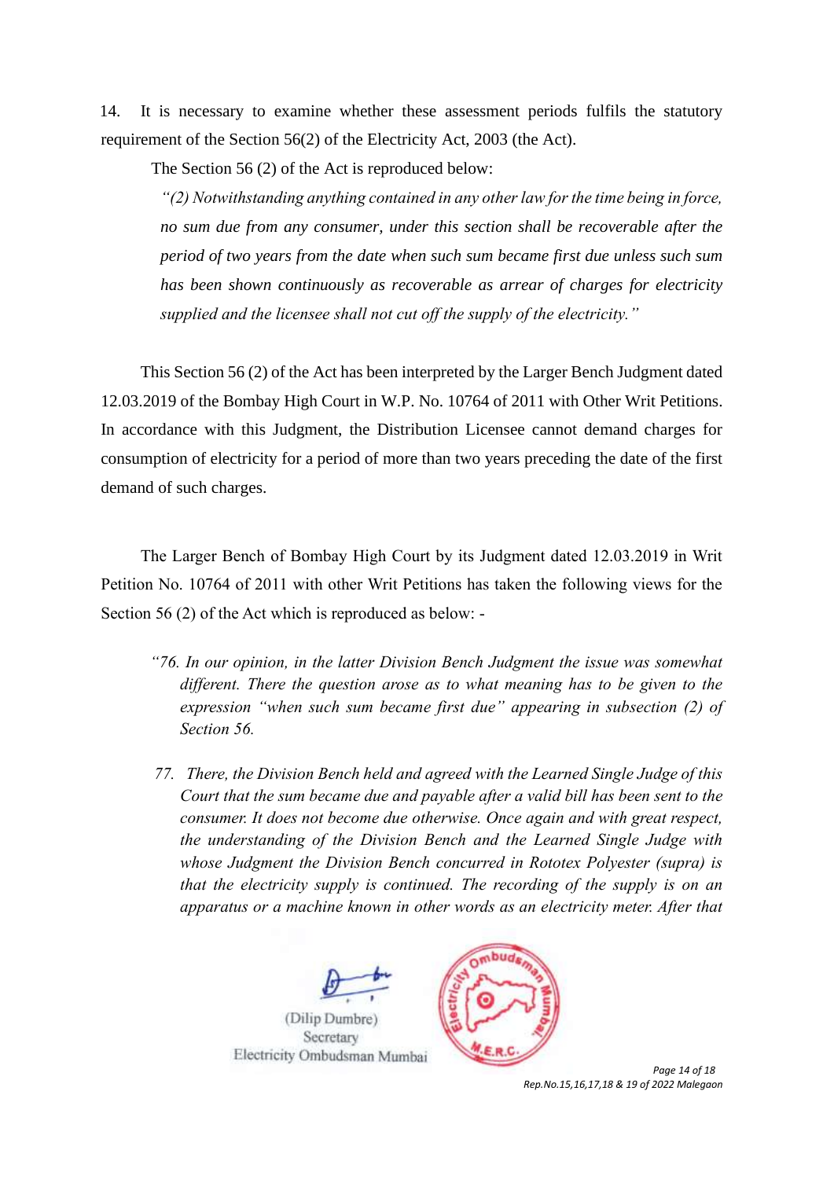14. It is necessary to examine whether these assessment periods fulfils the statutory requirement of the Section 56(2) of the Electricity Act, 2003 (the Act).

The Section 56 (2) of the Act is reproduced below:

> *"(2) Notwithstanding anything contained in any other law for the time being in force, no sum due from any consumer, under this section shall be recoverable after the period of two years from the date when such sum became first due unless such sum has been shown continuously as recoverable as arrear of charges for electricity supplied and the licensee shall not cut off the supply of the electricity."*

This Section 56 (2) of the Act has been interpreted by the Larger Bench Judgment dated 12.03.2019 of the Bombay High Court in W.P. No. 10764 of 2011 with Other Writ Petitions. In accordance with this Judgment, the Distribution Licensee cannot demand charges for consumption of electricity for a period of more than two years preceding the date of the first demand of such charges.

The Larger Bench of Bombay High Court by its Judgment dated 12.03.2019 in Writ Petition No. 10764 of 2011 with other Writ Petitions has taken the following views for the Section 56 (2) of the Act which is reproduced as below: -

> *"76. In our opinion, in the latter Division Bench Judgment the issue was somewhat different. There the question arose as to what meaning has to be given to the expression "when such sum became first due" appearing in subsection (2) of Section 56.*
>
> *77. There, the Division Bench held and agreed with the Learned Single Judge of this Court that the sum became due and payable after a valid bill has been sent to the consumer. It does not become due otherwise. Once again and with great respect, the understanding of the Division Bench and the Learned Single Judge with whose Judgment the Division Bench concurred in Rototex Polyester (supra) is that the electricity supply is continued. The recording of the supply is on an apparatus or a machine known in other words as an electricity meter. After that*

(Dilip Dumbre)
Secretary
Electricity Ombudsman Mumbai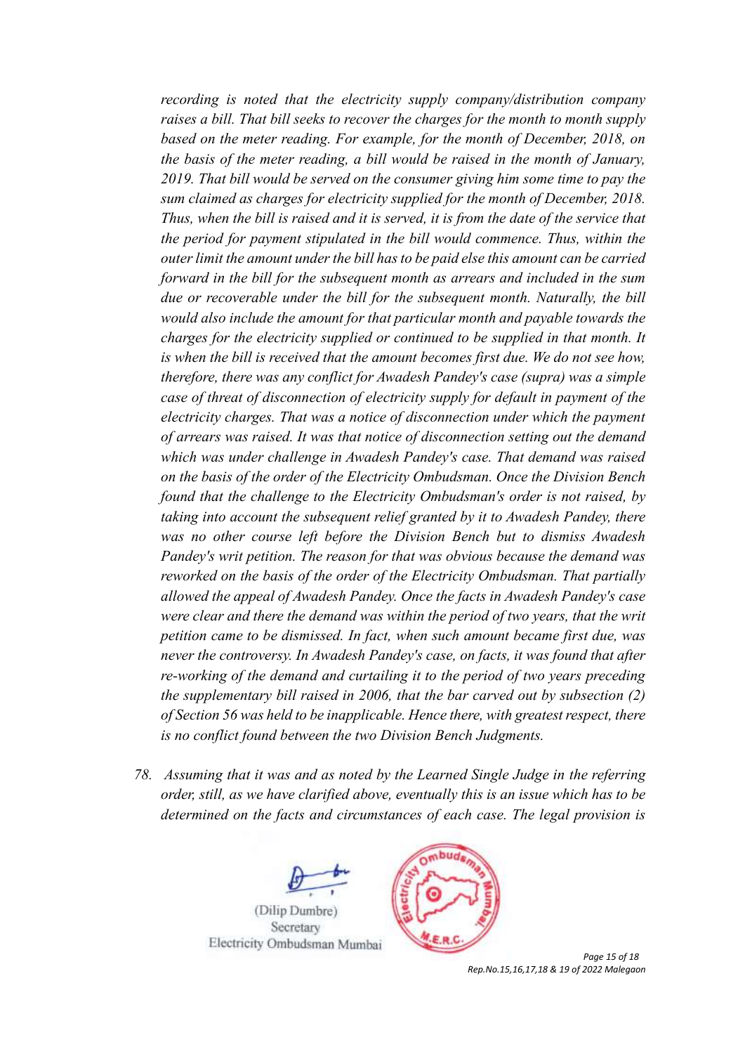*recording is noted that the electricity supply company/distribution company raises a bill. That bill seeks to recover the charges for the month to month supply based on the meter reading. For example, for the month of December, 2018, on the basis of the meter reading, a bill would be raised in the month of January, 2019. That bill would be served on the consumer giving him some time to pay the sum claimed as charges for electricity supplied for the month of December, 2018. Thus, when the bill is raised and it is served, it is from the date of the service that the period for payment stipulated in the bill would commence. Thus, within the outer limit the amount under the bill has to be paid else this amount can be carried forward in the bill for the subsequent month as arrears and included in the sum due or recoverable under the bill for the subsequent month. Naturally, the bill would also include the amount for that particular month and payable towards the charges for the electricity supplied or continued to be supplied in that month. It is when the bill is received that the amount becomes first due. We do not see how, therefore, there was any conflict for Awadesh Pandey's case (supra) was a simple case of threat of disconnection of electricity supply for default in payment of the electricity charges. That was a notice of disconnection under which the payment of arrears was raised. It was that notice of disconnection setting out the demand which was under challenge in Awadesh Pandey's case. That demand was raised on the basis of the order of the Electricity Ombudsman. Once the Division Bench found that the challenge to the Electricity Ombudsman's order is not raised, by taking into account the subsequent relief granted by it to Awadesh Pandey, there was no other course left before the Division Bench but to dismiss Awadesh Pandey's writ petition. The reason for that was obvious because the demand was reworked on the basis of the order of the Electricity Ombudsman. That partially allowed the appeal of Awadesh Pandey. Once the facts in Awadesh Pandey's case were clear and there the demand was within the period of two years, that the writ petition came to be dismissed. In fact, when such amount became first due, was never the controversy. In Awadesh Pandey's case, on facts, it was found that after re-working of the demand and curtailing it to the period of two years preceding the supplementary bill raised in 2006, that the bar carved out by subsection (2) of Section 56 was held to be inapplicable. Hence there, with greatest respect, there is no conflict found between the two Division Bench Judgments.*

*78. Assuming that it was and as noted by the Learned Single Judge in the referring order, still, as we have clarified above, eventually this is an issue which has to be determined on the facts and circumstances of each case. The legal provision is*

(Dilip Dumbre)
Secretary
Electricity Ombudsman Mumbai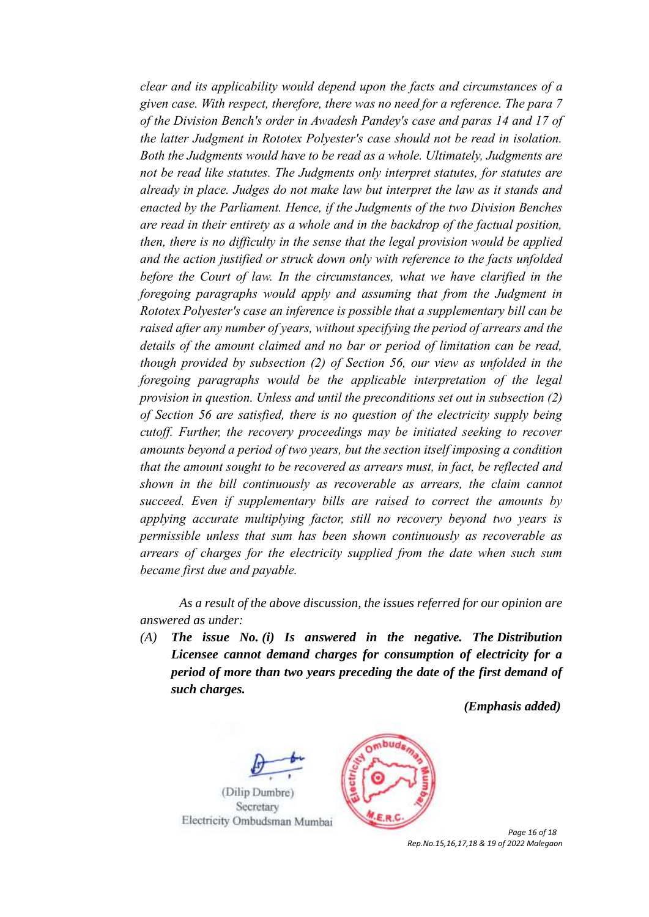*clear and its applicability would depend upon the facts and circumstances of a given case. With respect, therefore, there was no need for a reference. The para 7 of the Division Bench's order in Awadesh Pandey's case and paras 14 and 17 of the latter Judgment in Rototex Polyester's case should not be read in isolation. Both the Judgments would have to be read as a whole. Ultimately, Judgments are not be read like statutes. The Judgments only interpret statutes, for statutes are already in place. Judges do not make law but interpret the law as it stands and enacted by the Parliament. Hence, if the Judgments of the two Division Benches are read in their entirety as a whole and in the backdrop of the factual position, then, there is no difficulty in the sense that the legal provision would be applied and the action justified or struck down only with reference to the facts unfolded before the Court of law. In the circumstances, what we have clarified in the foregoing paragraphs would apply and assuming that from the Judgment in Rototex Polyester's case an inference is possible that a supplementary bill can be raised after any number of years, without specifying the period of arrears and the details of the amount claimed and no bar or period of limitation can be read, though provided by subsection (2) of Section 56, our view as unfolded in the foregoing paragraphs would be the applicable interpretation of the legal provision in question. Unless and until the preconditions set out in subsection (2) of Section 56 are satisfied, there is no question of the electricity supply being cutoff. Further, the recovery proceedings may be initiated seeking to recover amounts beyond a period of two years, but the section itself imposing a condition that the amount sought to be recovered as arrears must, in fact, be reflected and shown in the bill continuously as recoverable as arrears, the claim cannot succeed. Even if supplementary bills are raised to correct the amounts by applying accurate multiplying factor, still no recovery beyond two years is permissible unless that sum has been shown continuously as recoverable as arrears of charges for the electricity supplied from the date when such sum became first due and payable.*

*As a result of the above discussion, the issues referred for our opinion are answered as under:*

*(A)* ***The issue No. (i) Is answered in the negative. The Distribution Licensee cannot demand charges for consumption of electricity for a period of more than two years preceding the date of the first demand of such charges.***

***(Emphasis added)***

(Dilip Dumbre)
Secretary
Electricity Ombudsman Mumbai

Rep.No.15,16,17,18 & 19 of 2022 Malegaon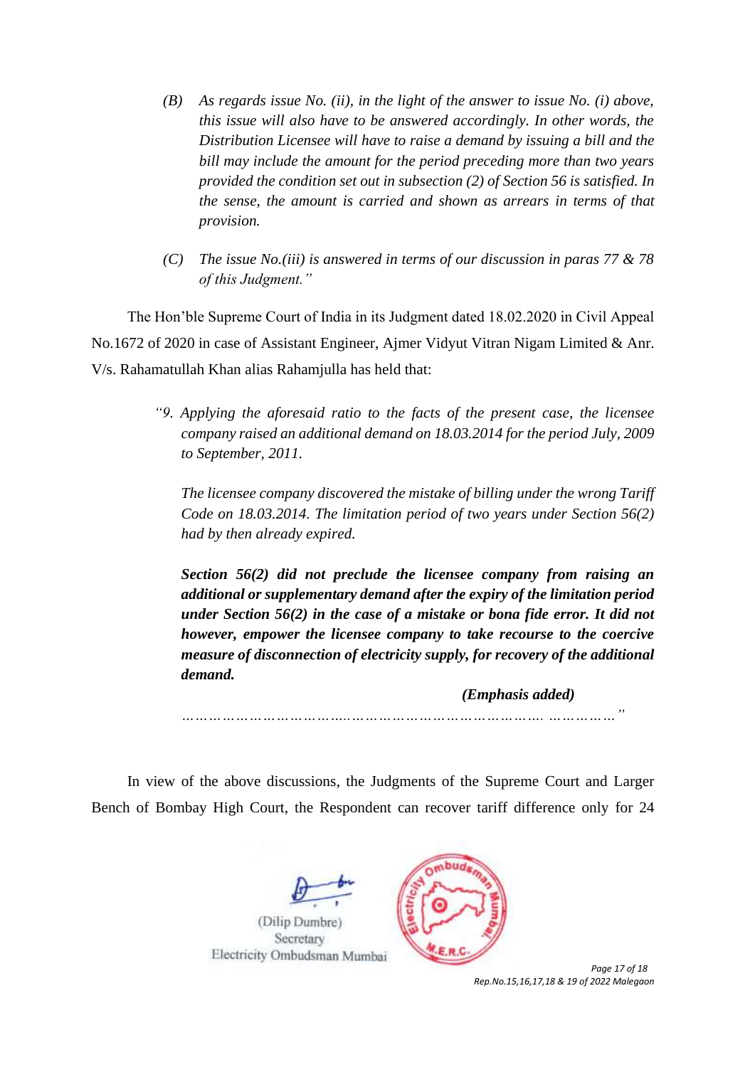> *(B) As regards issue No. (ii), in the light of the answer to issue No. (i) above, this issue will also have to be answered accordingly. In other words, the Distribution Licensee will have to raise a demand by issuing a bill and the bill may include the amount for the period preceding more than two years provided the condition set out in subsection (2) of Section 56 is satisfied. In the sense, the amount is carried and shown as arrears in terms of that provision.*
>
> *(C) The issue No.(iii) is answered in terms of our discussion in paras 77 & 78 of this Judgment."*

The Hon'ble Supreme Court of India in its Judgment dated 18.02.2020 in Civil Appeal No.1672 of 2020 in case of Assistant Engineer, Ajmer Vidyut Vitran Nigam Limited & Anr. V/s. Rahamatullah Khan alias Rahamjulla has held that:

> *"9. Applying the aforesaid ratio to the facts of the present case, the licensee company raised an additional demand on 18.03.2014 for the period July, 2009 to September, 2011.*
>
> *The licensee company discovered the mistake of billing under the wrong Tariff Code on 18.03.2014. The limitation period of two years under Section 56(2) had by then already expired.*
>
> ***Section 56(2) did not preclude the licensee company from raising an additional or supplementary demand after the expiry of the limitation period under Section 56(2) in the case of a mistake or bona fide error. It did not however, empower the licensee company to take recourse to the coercive measure of disconnection of electricity supply, for recovery of the additional demand.***
>
> ***(Emphasis added)***
>
> *…………………………………………………………………………. ……………"*

In view of the above discussions, the Judgments of the Supreme Court and Larger Bench of Bombay High Court, the Respondent can recover tariff difference only for 24

(Dilip Dumbre)
Secretary
Electricity Ombudsman Mumbai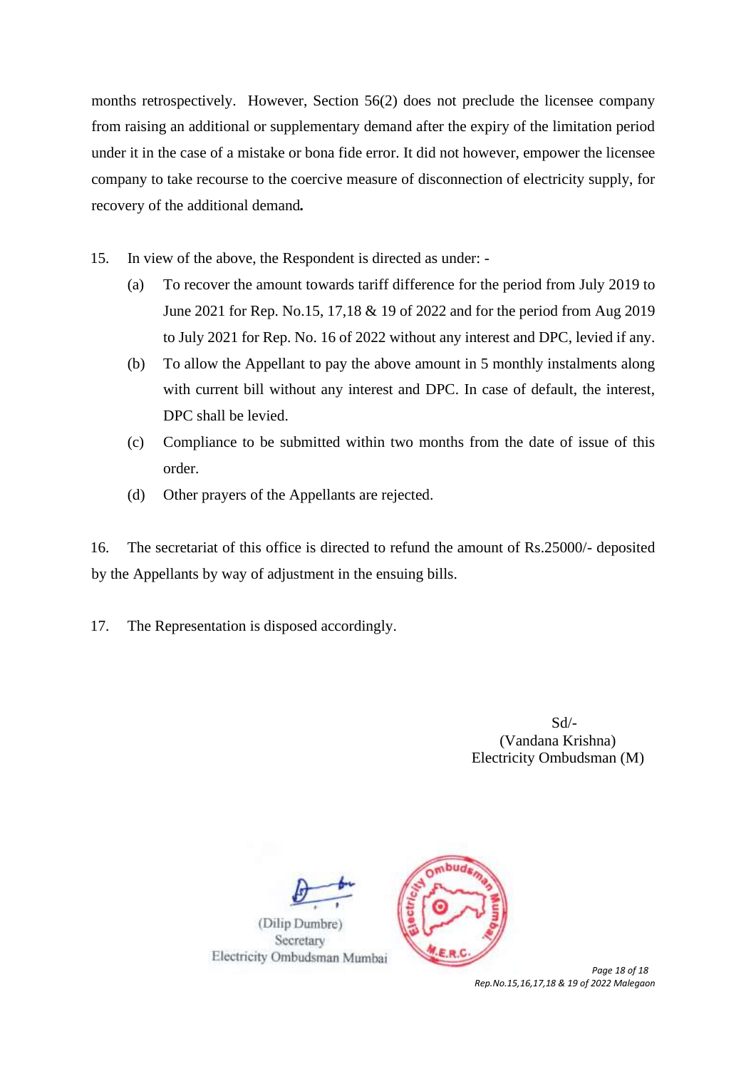months retrospectively. However, Section 56(2) does not preclude the licensee company from raising an additional or supplementary demand after the expiry of the limitation period under it in the case of a mistake or bona fide error. It did not however, empower the licensee company to take recourse to the coercive measure of disconnection of electricity supply, for recovery of the additional demand**.**

15. In view of the above, the Respondent is directed as under: -

(a) To recover the amount towards tariff difference for the period from July 2019 to June 2021 for Rep. No.15, 17,18 & 19 of 2022 and for the period from Aug 2019 to July 2021 for Rep. No. 16 of 2022 without any interest and DPC, levied if any.

(b) To allow the Appellant to pay the above amount in 5 monthly instalments along with current bill without any interest and DPC. In case of default, the interest, DPC shall be levied.

(c) Compliance to be submitted within two months from the date of issue of this order.

(d) Other prayers of the Appellants are rejected.

16. The secretariat of this office is directed to refund the amount of Rs.25000/- deposited by the Appellants by way of adjustment in the ensuing bills.

17. The Representation is disposed accordingly.

Sd/-
(Vandana Krishna)
Electricity Ombudsman (M)

(Dilip Dumbre)
Secretary
Electricity Ombudsman Mumbai

Electricity Ombudsman Mumbai M.E.R.C.